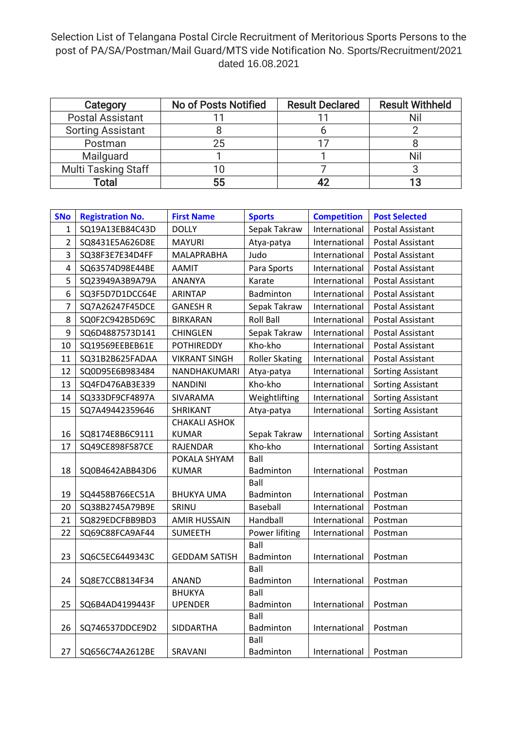Selection List of Telangana Postal Circle Recruitment of Meritorious Sports Persons to the post of PA/SA/Postman/Mail Guard/MTS vide Notification No. Sports/Recruitment/2021 dated 16.08.2021

| Category | No of Posts Notified | Result Declared | Result Withheld |
|---|---|---|---|
| Postal Assistant | 11 | 11 | Nil |
| Sorting Assistant | 8 | 6 | 2 |
| Postman | 25 | 17 | 8 |
| Mailguard | 1 | 1 | Nil |
| Multi Tasking Staff | 10 | 7 | 3 |
| **Total** | **55** | **42** | **13** |

| SNo | Registration No. | First Name | Sports | Competition | Post Selected |
|---|---|---|---|---|---|
| 1 | SQ19A13EB84C43D | DOLLY | Sepak Takraw | International | Postal Assistant |
| 2 | SQ8431E5A626D8E | MAYURI | Atya-patya | International | Postal Assistant |
| 3 | SQ38F3E7E34D4FF | MALAPRABHA | Judo | International | Postal Assistant |
| 4 | SQ63574D98E44BE | AAMIT | Para Sports | International | Postal Assistant |
| 5 | SQ23949A3B9A79A | ANANYA | Karate | International | Postal Assistant |
| 6 | SQ3F5D7D1DCC64E | ARINTAP | Badminton | International | Postal Assistant |
| 7 | SQ7A26247F45DCE | GANESH R | Sepak Takraw | International | Postal Assistant |
| 8 | SQ0F2C942B5D69C | BIRKARAN | Roll Ball | International | Postal Assistant |
| 9 | SQ6D4887573D141 | CHINGLEN | Sepak Takraw | International | Postal Assistant |
| 10 | SQ19569EEBEB61E | POTHIREDDY | Kho-kho | International | Postal Assistant |
| 11 | SQ31B2B625FADAA | VIKRANT SINGH | Roller Skating | International | Postal Assistant |
| 12 | SQ0D95E6B983484 | NANDHAKUMARI | Atya-patya | International | Sorting Assistant |
| 13 | SQ4FD476AB3E339 | NANDINI | Kho-kho | International | Sorting Assistant |
| 14 | SQ333DF9CF4897A | SIVARAMA | Weightlifting | International | Sorting Assistant |
| 15 | SQ7A49442359646 | SHRIKANT | Atya-patya | International | Sorting Assistant |
| 16 | SQ8174E8B6C9111 | CHAKALI ASHOK KUMAR | Sepak Takraw | International | Sorting Assistant |
| 17 | SQ49CE898F587CE | RAJENDAR | Kho-kho | International | Sorting Assistant |
| 18 | SQ0B4642ABB43D6 | POKALA SHYAM KUMAR | Ball Badminton | International | Postman |
| 19 | SQ4458B766EC51A | BHUKYA UMA | Ball Badminton | International | Postman |
| 20 | SQ38B2745A79B9E | SRINU | Baseball | International | Postman |
| 21 | SQ829EDCFBB9BD3 | AMIR HUSSAIN | Handball | International | Postman |
| 22 | SQ69C88FCA9AF44 | SUMEETH | Power lifiting | International | Postman |
| 23 | SQ6C5EC6449343C | GEDDAM SATISH | Ball Badminton | International | Postman |
| 24 | SQ8E7CCB8134F34 | ANAND | Ball Badminton | International | Postman |
| 25 | SQ6B4AD4199443F | BHUKYA UPENDER | Ball Badminton | International | Postman |
| 26 | SQ746537DDCE9D2 | SIDDARTHA | Ball Badminton | International | Postman |
| 27 | SQ656C74A2612BE | SRAVANI | Ball Badminton | International | Postman |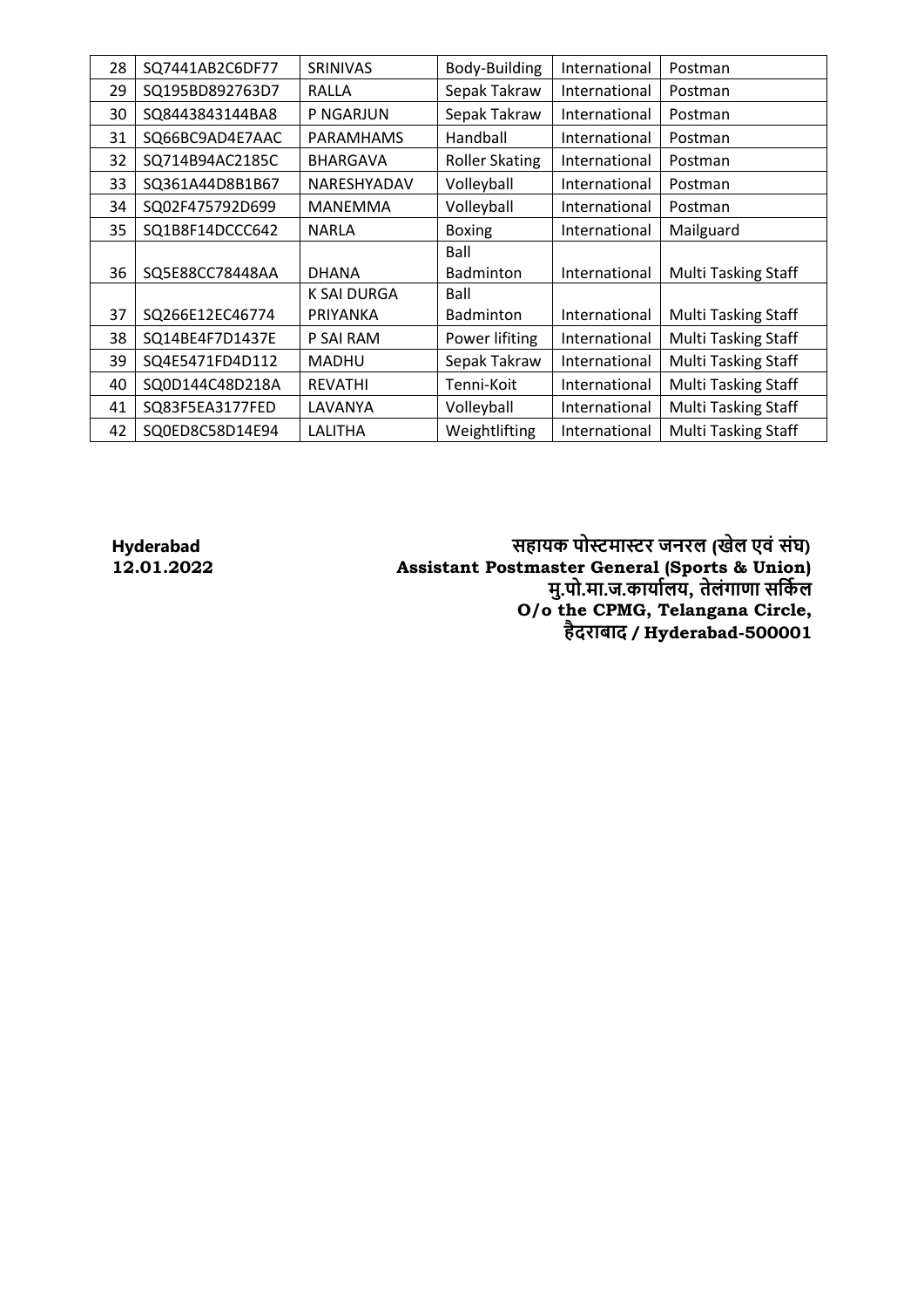| | | | | | |
|---|---|---|---|---|---|
| 28 | SQ7441AB2C6DF77 | SRINIVAS | Body-Building | International | Postman |
| 29 | SQ195BD892763D7 | RALLA | Sepak Takraw | International | Postman |
| 30 | SQ8443843144BA8 | P NGARJUN | Sepak Takraw | International | Postman |
| 31 | SQ66BC9AD4E7AAC | PARAMHAMS | Handball | International | Postman |
| 32 | SQ714B94AC2185C | BHARGAVA | Roller Skating | International | Postman |
| 33 | SQ361A44D8B1B67 | NARESHYADAV | Volleyball | International | Postman |
| 34 | SQ02F475792D699 | MANEMMA | Volleyball | International | Postman |
| 35 | SQ1B8F14DCCC642 | NARLA | Boxing | International | Mailguard |
| 36 | SQ5E88CC78448AA | DHANA | Ball Badminton | International | Multi Tasking Staff |
| 37 | SQ266E12EC46774 | K SAI DURGA PRIYANKA | Ball Badminton | International | Multi Tasking Staff |
| 38 | SQ14BE4F7D1437E | P SAI RAM | Power lifiting | International | Multi Tasking Staff |
| 39 | SQ4E5471FD4D112 | MADHU | Sepak Takraw | International | Multi Tasking Staff |
| 40 | SQ0D144C48D218A | REVATHI | Tenni-Koit | International | Multi Tasking Staff |
| 41 | SQ83F5EA3177FED | LAVANYA | Volleyball | International | Multi Tasking Staff |
| 42 | SQ0ED8C58D14E94 | LALITHA | Weightlifting | International | Multi Tasking Staff |

**Hyderabad**
**12.01.2022**

**सहायक पोस्टमास्टर जनरल (खेल एवं संघ)**
**Assistant Postmaster General (Sports & Union)**
**मु.पो.मा.ज.कार्यालय, तेलंगाणा सर्किल**
**O/o the CPMG, Telangana Circle,**
**हैदराबाद / Hyderabad-500001**